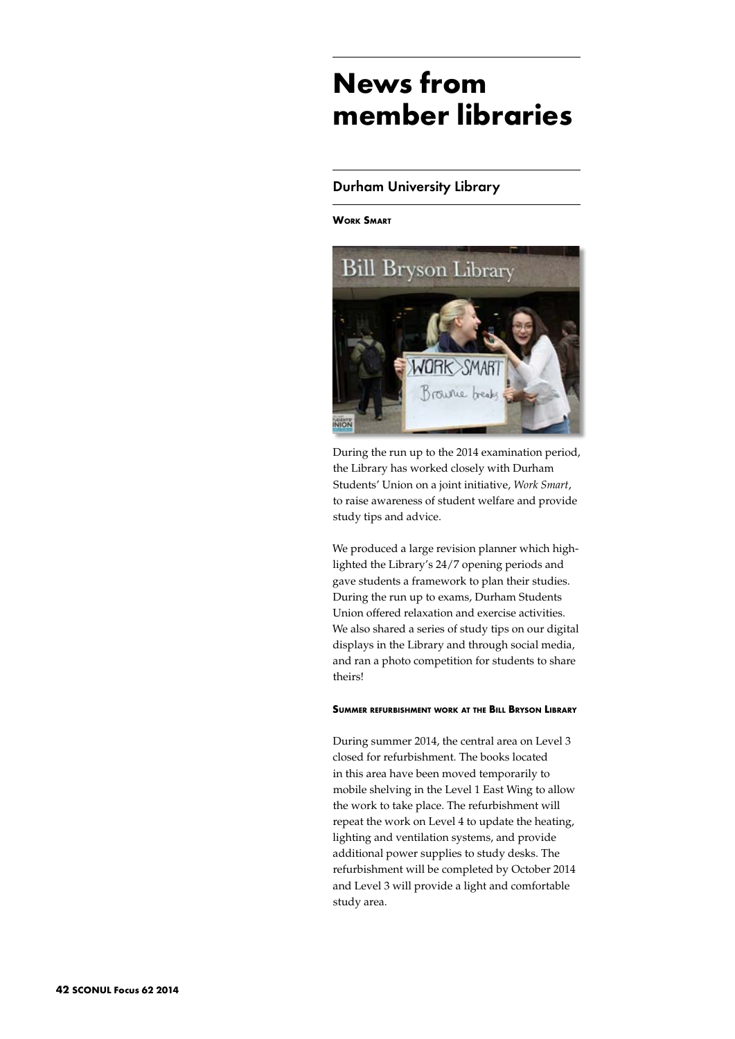# News from member libraries

## Durham University Library

### Work Smart

During the run up to the 2014 examination period, the Library has worked closely with Durham Students' Union on a joint initiative, *Work Smart*, to raise awareness of student welfare and provide study tips and advice.

We produced a large revision planner which highlighted the Library's 24/7 opening periods and gave students a framework to plan their studies. During the run up to exams, Durham Students Union offered relaxation and exercise activities. We also shared a series of study tips on our digital displays in the Library and through social media, and ran a photo competition for students to share theirs!

### Summer refurbishment work at the Bill Bryson Library

During summer 2014, the central area on Level 3 closed for refurbishment. The books located in this area have been moved temporarily to mobile shelving in the Level 1 East Wing to allow the work to take place. The refurbishment will repeat the work on Level 4 to update the heating, lighting and ventilation systems, and provide additional power supplies to study desks. The refurbishment will be completed by October 2014 and Level 3 will provide a light and comfortable study area.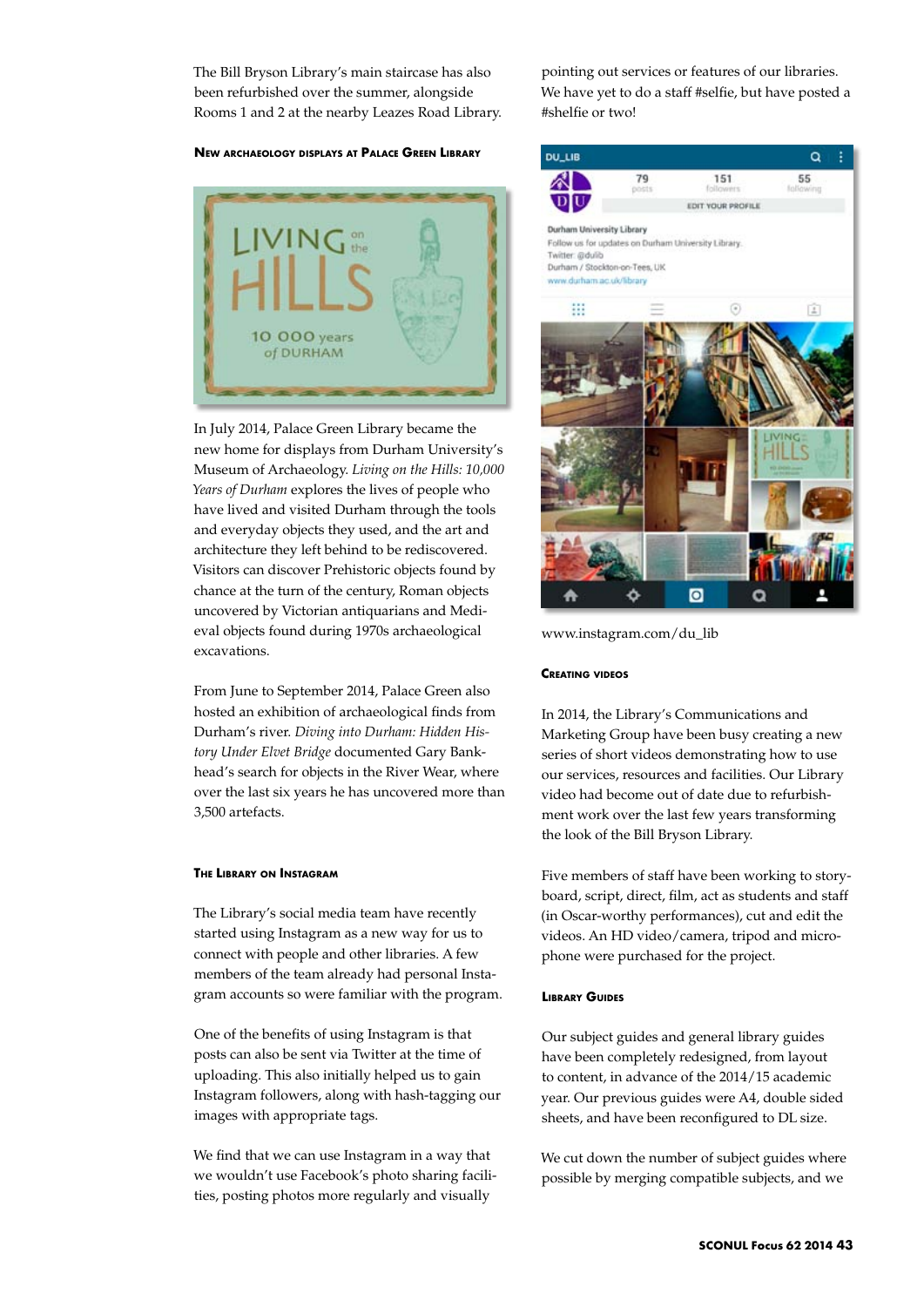The Bill Bryson Library's main staircase has also been refurbished over the summer, alongside Rooms 1 and 2 at the nearby Leazes Road Library.

### New archaeology displays at Palace Green Library

In July 2014, Palace Green Library became the new home for displays from Durham University's Museum of Archaeology. *Living on the Hills: 10,000 Years of Durham* explores the lives of people who have lived and visited Durham through the tools and everyday objects they used, and the art and architecture they left behind to be rediscovered. Visitors can discover Prehistoric objects found by chance at the turn of the century, Roman objects uncovered by Victorian antiquarians and Medieval objects found during 1970s archaeological excavations.

From June to September 2014, Palace Green also hosted an exhibition of archaeological finds from Durham's river. *Diving into Durham: Hidden History Under Elvet Bridge* documented Gary Bankhead's search for objects in the River Wear, where over the last six years he has uncovered more than 3,500 artefacts.

### The Library on Instagram

The Library's social media team have recently started using Instagram as a new way for us to connect with people and other libraries. A few members of the team already had personal Instagram accounts so were familiar with the program.

One of the benefits of using Instagram is that posts can also be sent via Twitter at the time of uploading. This also initially helped us to gain Instagram followers, along with hash-tagging our images with appropriate tags.

We find that we can use Instagram in a way that we wouldn't use Facebook's photo sharing facilities, posting photos more regularly and visually pointing out services or features of our libraries. We have yet to do a staff #selfie, but have posted a #shelfie or two!

www.instagram.com/du_lib

### Creating videos

In 2014, the Library's Communications and Marketing Group have been busy creating a new series of short videos demonstrating how to use our services, resources and facilities. Our Library video had become out of date due to refurbishment work over the last few years transforming the look of the Bill Bryson Library.

Five members of staff have been working to storyboard, script, direct, film, act as students and staff (in Oscar-worthy performances), cut and edit the videos. An HD video/camera, tripod and microphone were purchased for the project.

### Library Guides

Our subject guides and general library guides have been completely redesigned, from layout to content, in advance of the 2014/15 academic year. Our previous guides were A4, double sided sheets, and have been reconfigured to DL size.

We cut down the number of subject guides where possible by merging compatible subjects, and we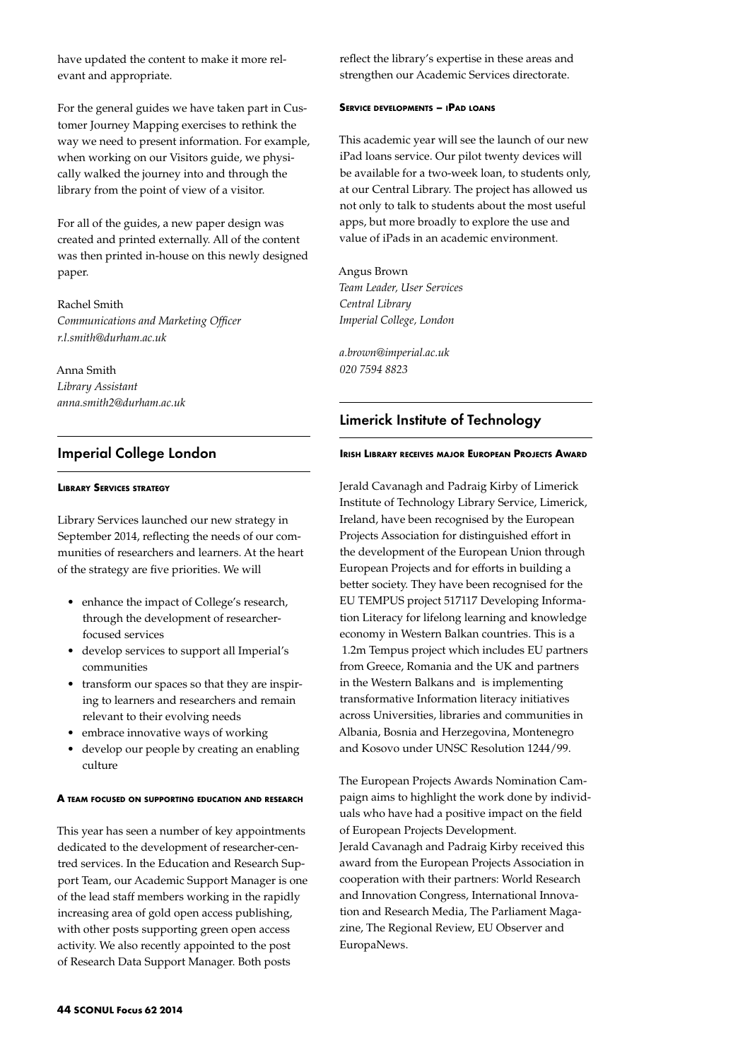have updated the content to make it more relevant and appropriate.

For the general guides we have taken part in Customer Journey Mapping exercises to rethink the way we need to present information. For example, when working on our Visitors guide, we physically walked the journey into and through the library from the point of view of a visitor.

For all of the guides, a new paper design was created and printed externally. All of the content was then printed in-house on this newly designed paper.

Rachel Smith  
*Communications and Marketing Officer*  
*r.l.smith@durham.ac.uk*

Anna Smith  
*Library Assistant*  
*anna.smith2@durham.ac.uk*

## Imperial College London

#### Library Services strategy

Library Services launched our new strategy in September 2014, reflecting the needs of our communities of researchers and learners. At the heart of the strategy are five priorities. We will

- enhance the impact of College's research, through the development of researcher-focused services
- develop services to support all Imperial's communities
- transform our spaces so that they are inspiring to learners and researchers and remain relevant to their evolving needs
- embrace innovative ways of working
- develop our people by creating an enabling culture

#### A team focused on supporting education and research

This year has seen a number of key appointments dedicated to the development of researcher-centred services. In the Education and Research Support Team, our Academic Support Manager is one of the lead staff members working in the rapidly increasing area of gold open access publishing, with other posts supporting green open access activity. We also recently appointed to the post of Research Data Support Manager. Both posts reflect the library's expertise in these areas and strengthen our Academic Services directorate.

#### Service developments – iPad loans

This academic year will see the launch of our new iPad loans service. Our pilot twenty devices will be available for a two-week loan, to students only, at our Central Library. The project has allowed us not only to talk to students about the most useful apps, but more broadly to explore the use and value of iPads in an academic environment.

Angus Brown  
*Team Leader, User Services*  
*Central Library*  
*Imperial College, London*

*a.brown@imperial.ac.uk*  
*020 7594 8823*

## Limerick Institute of Technology

#### Irish Library receives major European Projects Award

Jerald Cavanagh and Padraig Kirby of Limerick Institute of Technology Library Service, Limerick, Ireland, have been recognised by the European Projects Association for distinguished effort in the development of the European Union through European Projects and for efforts in building a better society. They have been recognised for the EU TEMPUS project 517117 Developing Information Literacy for lifelong learning and knowledge economy in Western Balkan countries. This is a 1.2m Tempus project which includes EU partners from Greece, Romania and the UK and partners in the Western Balkans and is implementing transformative Information literacy initiatives across Universities, libraries and communities in Albania, Bosnia and Herzegovina, Montenegro and Kosovo under UNSC Resolution 1244/99.

The European Projects Awards Nomination Campaign aims to highlight the work done by individuals who have had a positive impact on the field of European Projects Development.  
Jerald Cavanagh and Padraig Kirby received this award from the European Projects Association in cooperation with their partners: World Research and Innovation Congress, International Innovation and Research Media, The Parliament Magazine, The Regional Review, EU Observer and EuropaNews.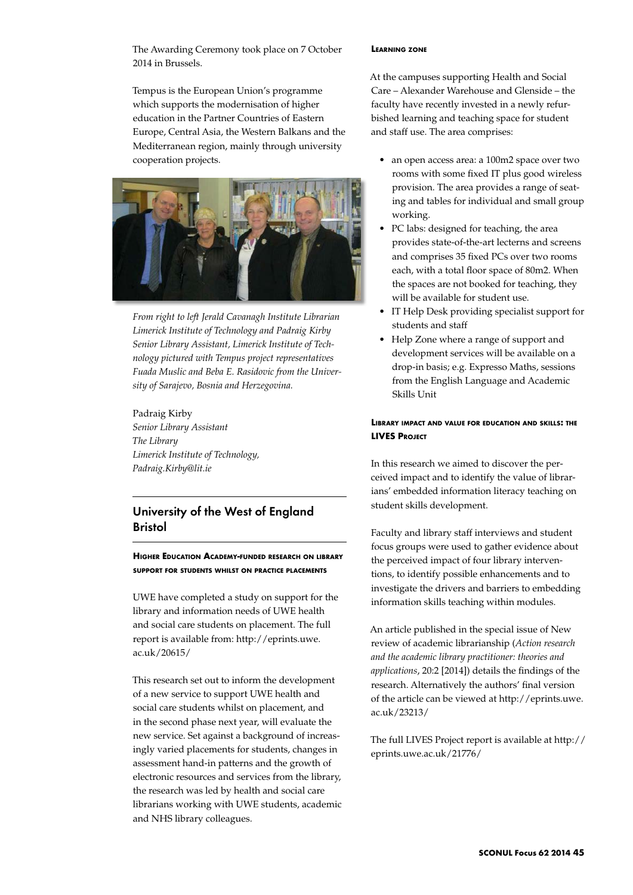The Awarding Ceremony took place on 7 October 2014 in Brussels.

Tempus is the European Union's programme which supports the modernisation of higher education in the Partner Countries of Eastern Europe, Central Asia, the Western Balkans and the Mediterranean region, mainly through university cooperation projects.

*From right to left Jerald Cavanagh Institute Librarian Limerick Institute of Technology and Padraig Kirby Senior Library Assistant, Limerick Institute of Technology pictured with Tempus project representatives Fuada Muslic and Beba E. Rasidovic from the University of Sarajevo, Bosnia and Herzegovina.*

Padraig Kirby
*Senior Library Assistant*
*The Library*
*Limerick Institute of Technology,*
*Padraig.Kirby@lit.ie*

## University of the West of England Bristol

### Higher Education Academy-funded research on library support for students whilst on practice placements

UWE have completed a study on support for the library and information needs of UWE health and social care students on placement. The full report is available from: http://eprints.uwe.ac.uk/20615/

This research set out to inform the development of a new service to support UWE health and social care students whilst on placement, and in the second phase next year, will evaluate the new service. Set against a background of increasingly varied placements for students, changes in assessment hand-in patterns and the growth of electronic resources and services from the library, the research was led by health and social care librarians working with UWE students, academic and NHS library colleagues.

### Learning zone

At the campuses supporting Health and Social Care – Alexander Warehouse and Glenside – the faculty have recently invested in a newly refurbished learning and teaching space for student and staff use. The area comprises:

- an open access area: a 100m2 space over two rooms with some fixed IT plus good wireless provision. The area provides a range of seating and tables for individual and small group working.
- PC labs: designed for teaching, the area provides state-of-the-art lecterns and screens and comprises 35 fixed PCs over two rooms each, with a total floor space of 80m2. When the spaces are not booked for teaching, they will be available for student use.
- IT Help Desk providing specialist support for students and staff
- Help Zone where a range of support and development services will be available on a drop-in basis; e.g. Expresso Maths, sessions from the English Language and Academic Skills Unit

### Library impact and value for education and skills: the LIVES Project

In this research we aimed to discover the perceived impact and to identify the value of librarians' embedded information literacy teaching on student skills development.

Faculty and library staff interviews and student focus groups were used to gather evidence about the perceived impact of four library interventions, to identify possible enhancements and to investigate the drivers and barriers to embedding information skills teaching within modules.

An article published in the special issue of New review of academic librarianship (*Action research and the academic library practitioner: theories and applications*, 20:2 [2014]) details the findings of the research. Alternatively the authors' final version of the article can be viewed at http://eprints.uwe.ac.uk/23213/

The full LIVES Project report is available at http://eprints.uwe.ac.uk/21776/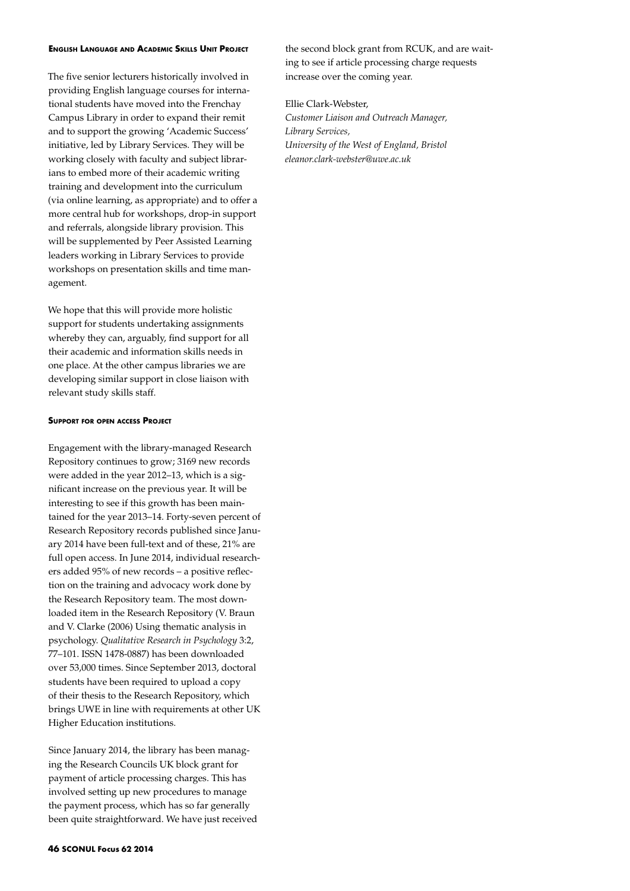#### English Language and Academic Skills Unit Project

The five senior lecturers historically involved in providing English language courses for international students have moved into the Frenchay Campus Library in order to expand their remit and to support the growing 'Academic Success' initiative, led by Library Services. They will be working closely with faculty and subject librarians to embed more of their academic writing training and development into the curriculum (via online learning, as appropriate) and to offer a more central hub for workshops, drop-in support and referrals, alongside library provision. This will be supplemented by Peer Assisted Learning leaders working in Library Services to provide workshops on presentation skills and time management.

We hope that this will provide more holistic support for students undertaking assignments whereby they can, arguably, find support for all their academic and information skills needs in one place. At the other campus libraries we are developing similar support in close liaison with relevant study skills staff.

#### Support for open access Project

Engagement with the library-managed Research Repository continues to grow; 3169 new records were added in the year 2012–13, which is a significant increase on the previous year. It will be interesting to see if this growth has been maintained for the year 2013–14. Forty-seven percent of Research Repository records published since January 2014 have been full-text and of these, 21% are full open access. In June 2014, individual researchers added 95% of new records – a positive reflection on the training and advocacy work done by the Research Repository team. The most downloaded item in the Research Repository (V. Braun and V. Clarke (2006) Using thematic analysis in psychology. *Qualitative Research in Psychology* 3:2, 77–101. ISSN 1478-0887) has been downloaded over 53,000 times. Since September 2013, doctoral students have been required to upload a copy of their thesis to the Research Repository, which brings UWE in line with requirements at other UK Higher Education institutions.

Since January 2014, the library has been managing the Research Councils UK block grant for payment of article processing charges. This has involved setting up new procedures to manage the payment process, which has so far generally been quite straightforward. We have just received the second block grant from RCUK, and are waiting to see if article processing charge requests increase over the coming year.

Ellie Clark-Webster,
*Customer Liaison and Outreach Manager,*
*Library Services,*
*University of the West of England, Bristol*
*eleanor.clark-webster@uwe.ac.uk*